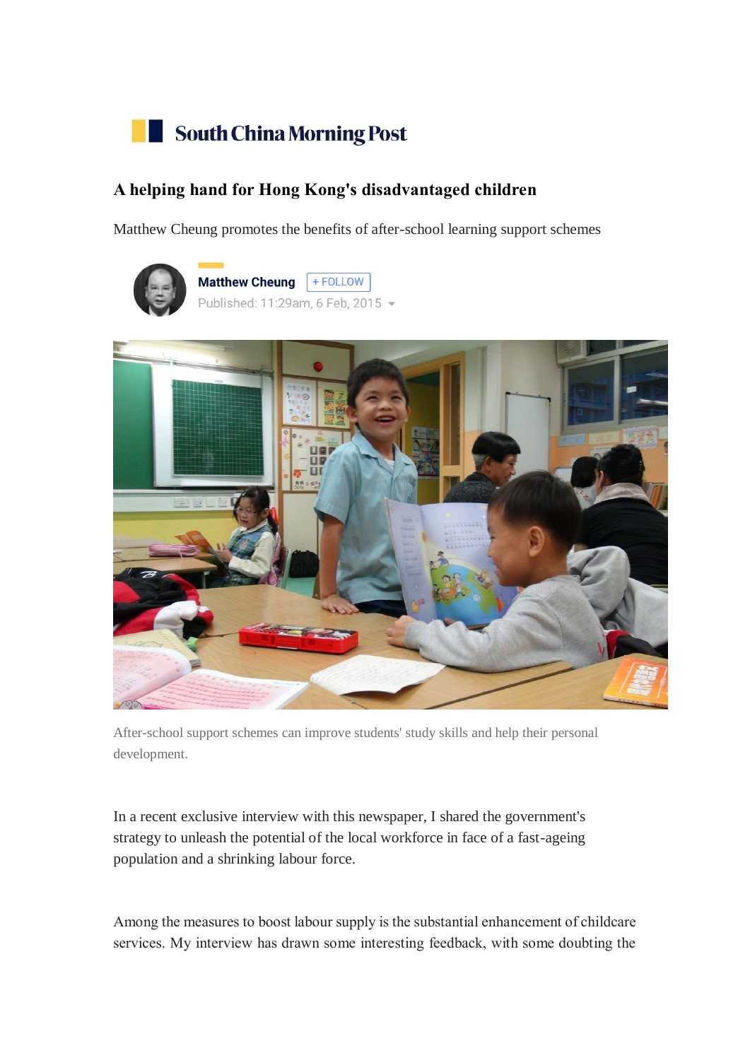South China Morning Post

# A helping hand for Hong Kong's disadvantaged children

Matthew Cheung promotes the benefits of after-school learning support schemes

Matthew Cheung + FOLLOW

Published: 11:29am, 6 Feb, 2015

After-school support schemes can improve students' study skills and help their personal development.

In a recent exclusive interview with this newspaper, I shared the government's strategy to unleash the potential of the local workforce in face of a fast-ageing population and a shrinking labour force.

Among the measures to boost labour supply is the substantial enhancement of childcare services. My interview has drawn some interesting feedback, with some doubting the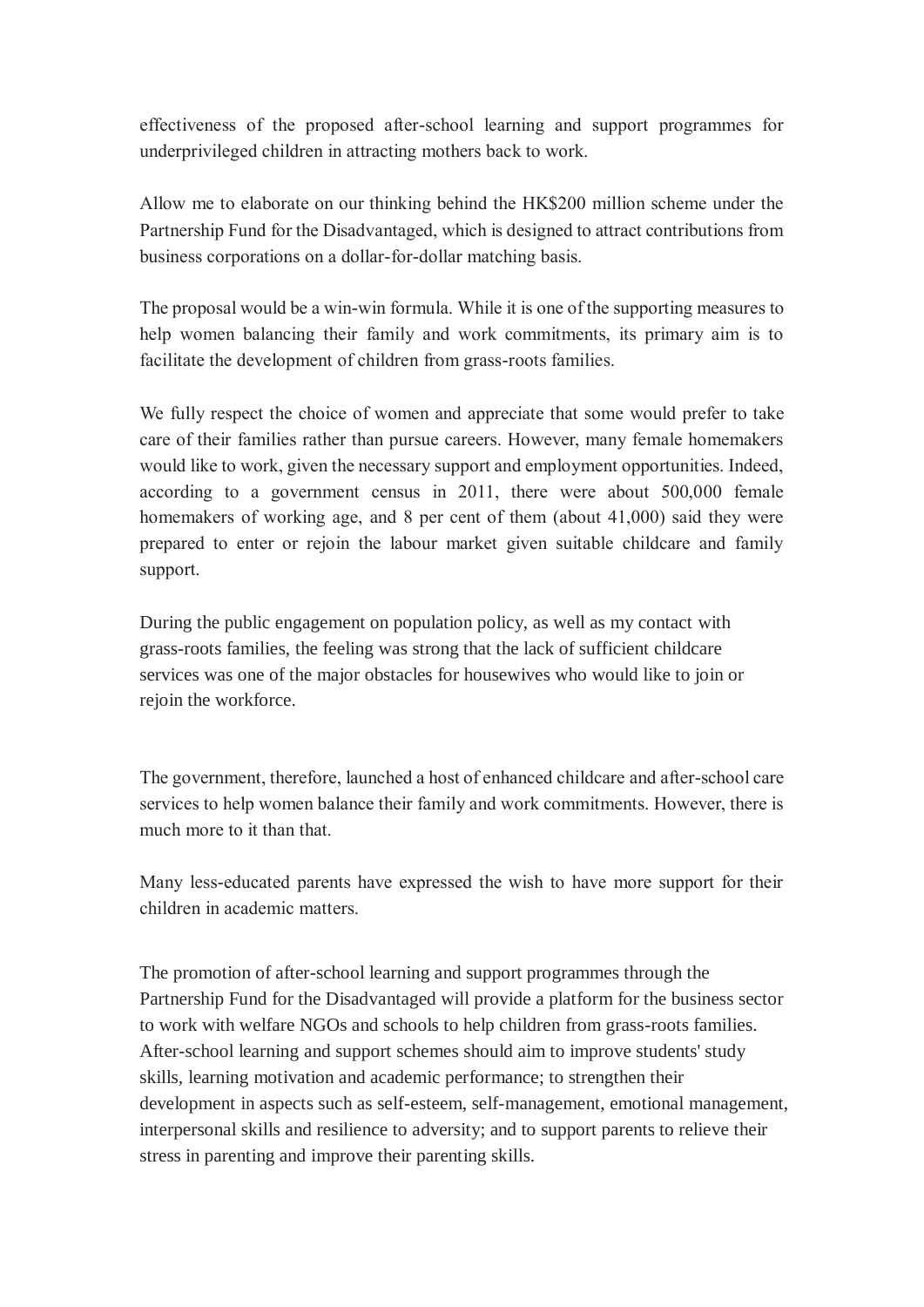effectiveness of the proposed after-school learning and support programmes for underprivileged children in attracting mothers back to work.

Allow me to elaborate on our thinking behind the HK$200 million scheme under the Partnership Fund for the Disadvantaged, which is designed to attract contributions from business corporations on a dollar-for-dollar matching basis.

The proposal would be a win-win formula. While it is one of the supporting measures to help women balancing their family and work commitments, its primary aim is to facilitate the development of children from grass-roots families.

We fully respect the choice of women and appreciate that some would prefer to take care of their families rather than pursue careers. However, many female homemakers would like to work, given the necessary support and employment opportunities. Indeed, according to a government census in 2011, there were about 500,000 female homemakers of working age, and 8 per cent of them (about 41,000) said they were prepared to enter or rejoin the labour market given suitable childcare and family support.

During the public engagement on population policy, as well as my contact with grass-roots families, the feeling was strong that the lack of sufficient childcare services was one of the major obstacles for housewives who would like to join or rejoin the workforce.

The government, therefore, launched a host of enhanced childcare and after-school care services to help women balance their family and work commitments. However, there is much more to it than that.

Many less-educated parents have expressed the wish to have more support for their children in academic matters.

The promotion of after-school learning and support programmes through the Partnership Fund for the Disadvantaged will provide a platform for the business sector to work with welfare NGOs and schools to help children from grass-roots families. After-school learning and support schemes should aim to improve students' study skills, learning motivation and academic performance; to strengthen their development in aspects such as self-esteem, self-management, emotional management, interpersonal skills and resilience to adversity; and to support parents to relieve their stress in parenting and improve their parenting skills.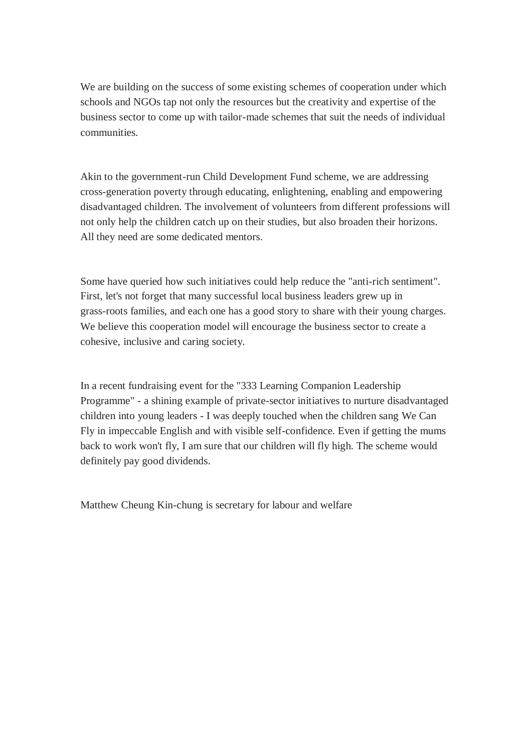We are building on the success of some existing schemes of cooperation under which schools and NGOs tap not only the resources but the creativity and expertise of the business sector to come up with tailor-made schemes that suit the needs of individual communities.

Akin to the government-run Child Development Fund scheme, we are addressing cross-generation poverty through educating, enlightening, enabling and empowering disadvantaged children. The involvement of volunteers from different professions will not only help the children catch up on their studies, but also broaden their horizons. All they need are some dedicated mentors.

Some have queried how such initiatives could help reduce the "anti-rich sentiment". First, let's not forget that many successful local business leaders grew up in grass-roots families, and each one has a good story to share with their young charges. We believe this cooperation model will encourage the business sector to create a cohesive, inclusive and caring society.

In a recent fundraising event for the "333 Learning Companion Leadership Programme" - a shining example of private-sector initiatives to nurture disadvantaged children into young leaders - I was deeply touched when the children sang We Can Fly in impeccable English and with visible self-confidence. Even if getting the mums back to work won't fly, I am sure that our children will fly high. The scheme would definitely pay good dividends.

Matthew Cheung Kin-chung is secretary for labour and welfare